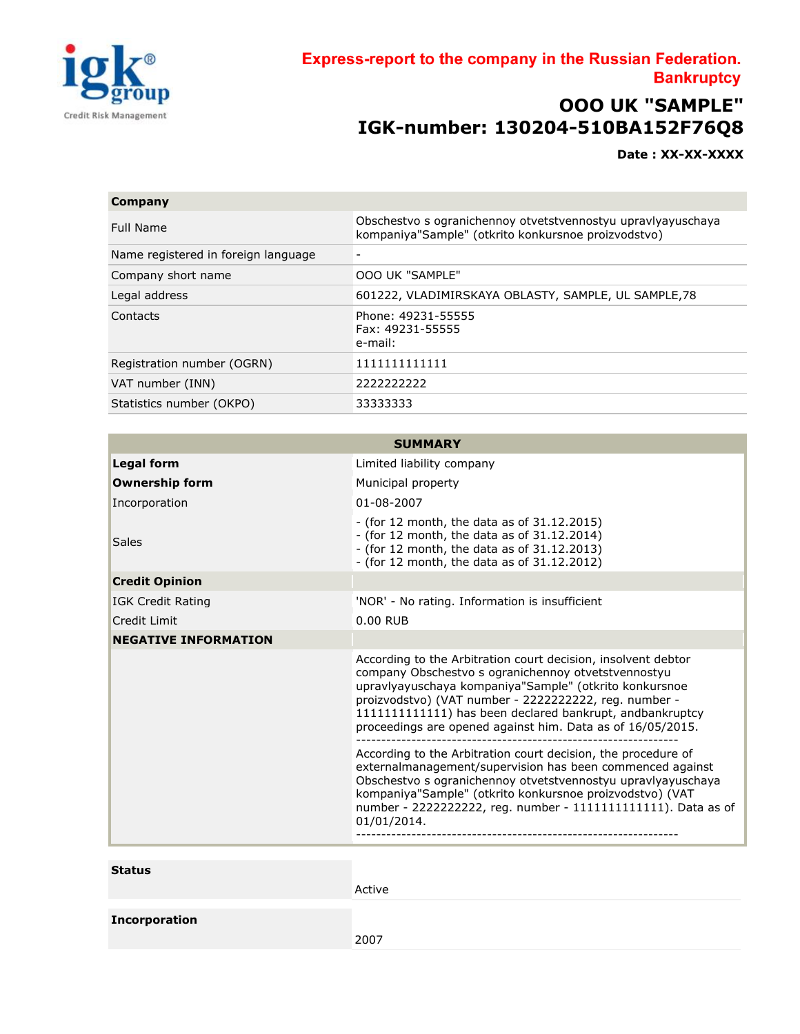# Express-report to the company in the Russian Federation. Bankruptcy

## OOO UK "SAMPLE"

## IGK-number: 130204-510BA152F76Q8

**Date : XX-XX-XXXX**

| **Company** | |
|---|---|
| Full Name | Obschestvo s ogranichennoy otvetstvennostyu upravlyayuschaya kompaniya"Sample" (otkrito konkursnoe proizvodstvo) |
| Name registered in foreign language | - |
| Company short name | OOO UK "SAMPLE" |
| Legal address | 601222, VLADIMIRSKAYA OBLASTY, SAMPLE, UL SAMPLE,78 |
| Contacts | Phone: 49231-55555<br>Fax: 49231-55555<br>e-mail: |
| Registration number (OGRN) | 1111111111111 |
| VAT number (INN) | 2222222222 |
| Statistics number (OKPO) | 33333333 |

| **SUMMARY** | |
|---|---|
| **Legal form** | Limited liability company |
| **Ownership form** | Municipal property |
| Incorporation | 01-08-2007 |
| Sales | - (for 12 month, the data as of 31.12.2015)<br>- (for 12 month, the data as of 31.12.2014)<br>- (for 12 month, the data as of 31.12.2013)<br>- (for 12 month, the data as of 31.12.2012) |
| **Credit Opinion** | |
| IGK Credit Rating | 'NOR' - No rating. Information is insufficient |
| Credit Limit | 0.00 RUB |
| **NEGATIVE INFORMATION** | |
| | According to the Arbitration court decision, insolvent debtor company Obschestvo s ogranichennoy otvetstvennostyu upravlyayuschaya kompaniya"Sample" (otkrito konkursnoe proizvodstvo) (VAT number - 2222222222, reg. number - 1111111111111) has been declared bankrupt, andbankruptcy proceedings are opened against him. Data as of 16/05/2015.<br>----------------------------------------------------------------<br>According to the Arbitration court decision, the procedure of externalmanagement/supervision has been commenced against Obschestvo s ogranichennoy otvetstvennostyu upravlyayuschaya kompaniya"Sample" (otkrito konkursnoe proizvodstvo) (VAT number - 2222222222, reg. number - 1111111111111). Data as of 01/01/2014.<br>---------------------------------------------------------------- |

| **Status** | Active |
|---|---|
| **Incorporation** | 2007 |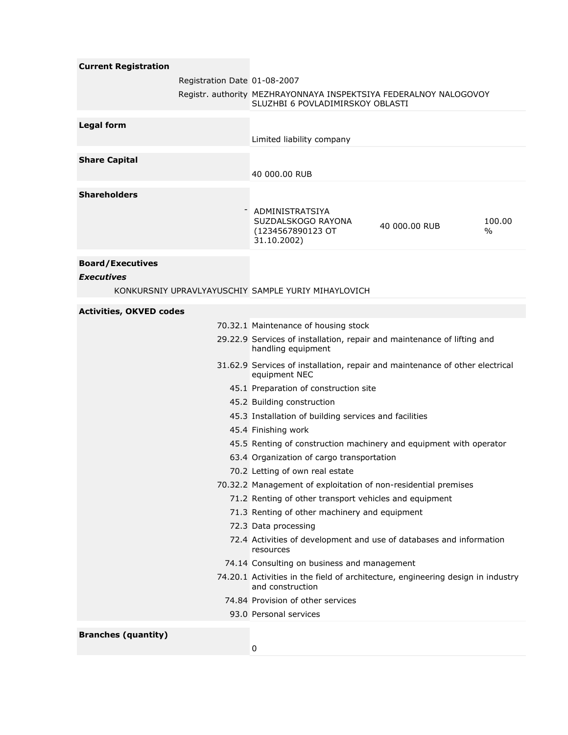**Current Registration**

| | |
|---|---|
| Registration Date | 01-08-2007 |
| Registr. authority | MEZHRAYONNAYA INSPEKTSIYA FEDERALNOY NALOGOVOY SLUZHBI 6 POVLADIMIRSKOY OBLASTI |

**Legal form**

Limited liability company

**Share Capital**

40 000.00 RUB

**Shareholders**

| | | | |
|---|---|---|---|
| - | ADMINISTRATSIYA SUZDALSKOGO RAYONA (1234567890123 OT 31.10.2002) | 40 000.00 RUB | 100.00 % |

**Board/Executives**

***Executives***

| | |
|---|---|
| KONKURSNIY UPRAVLYAYUSCHIY | SAMPLE YURIY MIHAYLOVICH |

**Activities, OKVED codes**

| | |
|---|---|
| 70.32.1 | Maintenance of housing stock |
| 29.22.9 | Services of installation, repair and maintenance of lifting and handling equipment |
| 31.62.9 | Services of installation, repair and maintenance of other electrical equipment NEC |
| 45.1 | Preparation of construction site |
| 45.2 | Building construction |
| 45.3 | Installation of building services and facilities |
| 45.4 | Finishing work |
| 45.5 | Renting of construction machinery and equipment with operator |
| 63.4 | Organization of cargo transportation |
| 70.2 | Letting of own real estate |
| 70.32.2 | Management of exploitation of non-residential premises |
| 71.2 | Renting of other transport vehicles and equipment |
| 71.3 | Renting of other machinery and equipment |
| 72.3 | Data processing |
| 72.4 | Activities of development and use of databases and information resources |
| 74.14 | Consulting on business and management |
| 74.20.1 | Activities in the field of architecture, engineering design in industry and construction |
| 74.84 | Provision of other services |
| 93.0 | Personal services |

**Branches (quantity)**

0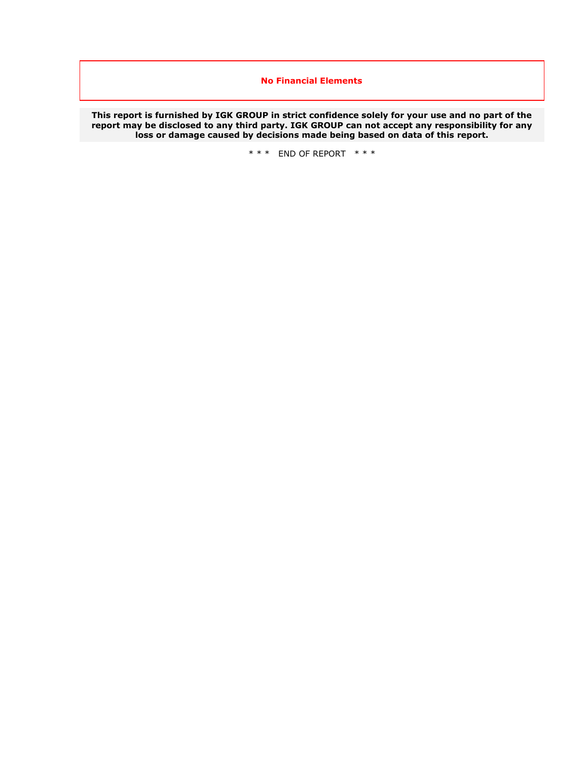**No Financial Elements**

**This report is furnished by IGK GROUP in strict confidence solely for your use and no part of the report may be disclosed to any third party. IGK GROUP can not accept any responsibility for any loss or damage caused by decisions made being based on data of this report.**

* * * END OF REPORT * * *